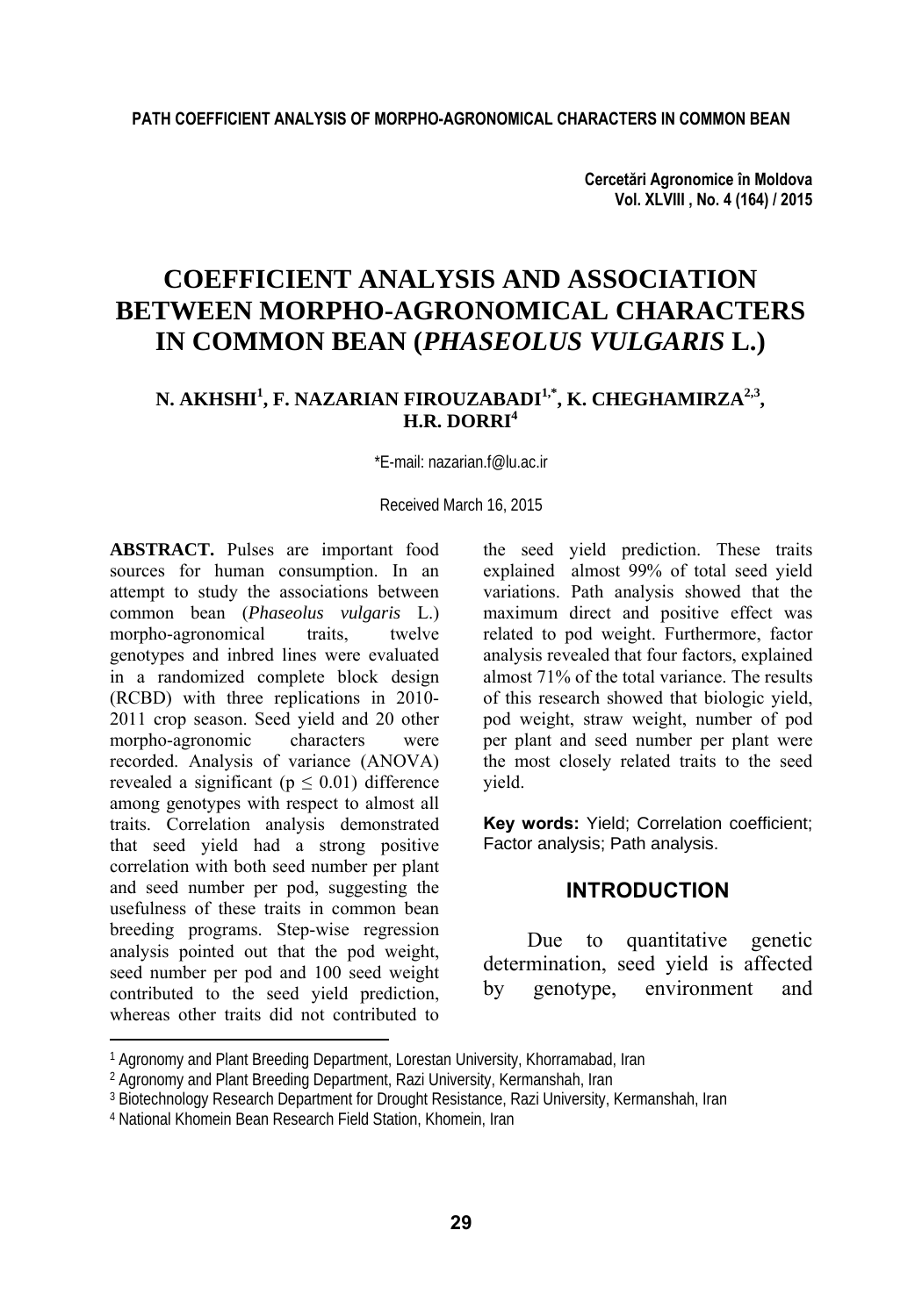# COEFFICIENT ANALYSIS AND ASSOCIATION BETWEEN MORPHO-AGRONOMICAL CHARACTERS IN COMMON BEAN (*PHASEOLUS VULGARIS* L.)

**N. AKHSHI[1], F. NAZARIAN FIROUZABADI[1,*], K. CHEGHAMIRZA[2,3], H.R. DORRI[4]**

*E-mail: nazarian.f@lu.ac.ir

Received March 16, 2015

**ABSTRACT.** Pulses are important food sources for human consumption. In an attempt to study the associations between common bean (*Phaseolus vulgaris* L.) morpho-agronomical traits, twelve genotypes and inbred lines were evaluated in a randomized complete block design (RCBD) with three replications in 2010-2011 crop season. Seed yield and 20 other morpho-agronomic characters were recorded. Analysis of variance (ANOVA) revealed a significant ($p \leq 0.01$) difference among genotypes with respect to almost all traits. Correlation analysis demonstrated that seed yield had a strong positive correlation with both seed number per plant and seed number per pod, suggesting the usefulness of these traits in common bean breeding programs. Step-wise regression analysis pointed out that the pod weight, seed number per pod and 100 seed weight contributed to the seed yield prediction, whereas other traits did not contributed to the seed yield prediction. These traits explained almost 99% of total seed yield variations. Path analysis showed that the maximum direct and positive effect was related to pod weight. Furthermore, factor analysis revealed that four factors, explained almost 71% of the total variance. The results of this research showed that biologic yield, pod weight, straw weight, number of pod per plant and seed number per plant were the most closely related traits to the seed yield.

**Key words:** Yield; Correlation coefficient; Factor analysis; Path analysis.

## INTRODUCTION

Due to quantitative genetic determination, seed yield is affected by genotype, environment and

---

[1] Agronomy and Plant Breeding Department, Lorestan University, Khorramabad, Iran

[2] Agronomy and Plant Breeding Department, Razi University, Kermanshah, Iran

[3] Biotechnology Research Department for Drought Resistance, Razi University, Kermanshah, Iran

[4] National Khomein Bean Research Field Station, Khomein, Iran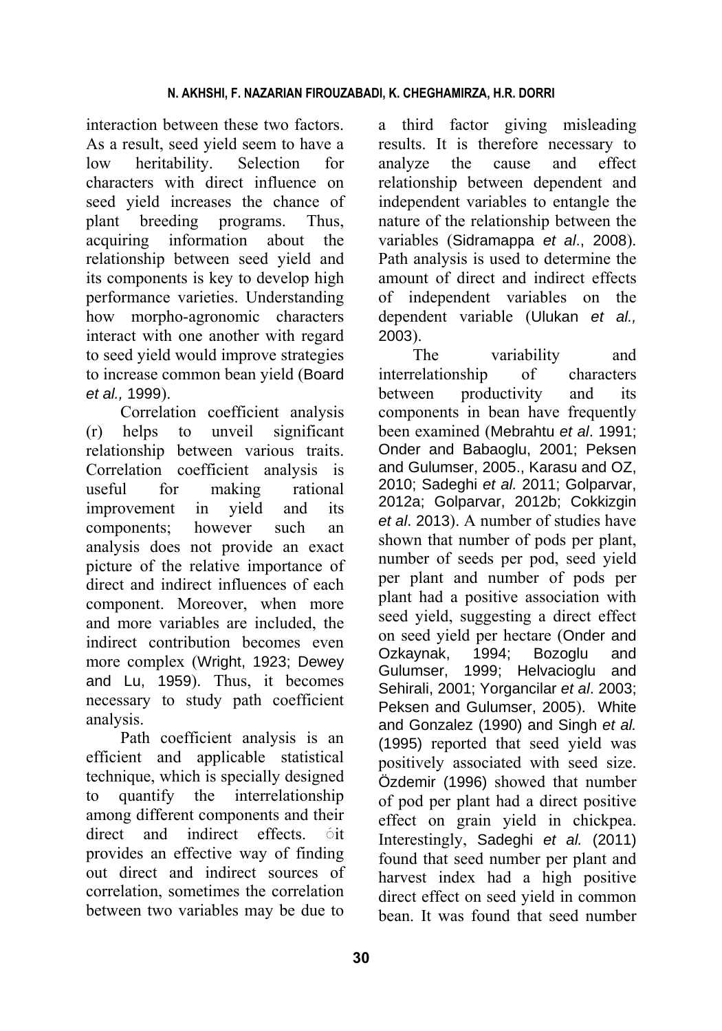interaction between these two factors. As a result, seed yield seem to have a low heritability. Selection for characters with direct influence on seed yield increases the chance of plant breeding programs. Thus, acquiring information about the relationship between seed yield and its components is key to develop high performance varieties. Understanding how morpho-agronomic characters interact with one another with regard to seed yield would improve strategies to increase common bean yield (Board *et al.,* 1999).

Correlation coefficient analysis (r) helps to unveil significant relationship between various traits. Correlation coefficient analysis is useful for making rational improvement in yield and its components; however such an analysis does not provide an exact picture of the relative importance of direct and indirect influences of each component. Moreover, when more and more variables are included, the indirect contribution becomes even more complex (Wright, 1923; Dewey and Lu, 1959). Thus, it becomes necessary to study path coefficient analysis.

Path coefficient analysis is an efficient and applicable statistical technique, which is specially designed to quantify the interrelationship among different components and their direct and indirect effects. ́it provides an effective way of finding out direct and indirect sources of correlation, sometimes the correlation between two variables may be due to a third factor giving misleading results. It is therefore necessary to analyze the cause and effect relationship between dependent and independent variables to entangle the nature of the relationship between the variables (Sidramappa *et al*., 2008). Path analysis is used to determine the amount of direct and indirect effects of independent variables on the dependent variable (Ulukan *et al.,* 2003).

The variability and interrelationship of characters between productivity and its components in bean have frequently been examined (Mebrahtu *et al*. 1991; Onder and Babaoglu, 2001; Peksen and Gulumser, 2005., Karasu and OZ, 2010; Sadeghi *et al.* 2011; Golparvar, 2012a; Golparvar, 2012b; Cokkizgin *et al*. 2013). A number of studies have shown that number of pods per plant, number of seeds per pod, seed yield per plant and number of pods per plant had a positive association with seed yield, suggesting a direct effect on seed yield per hectare (Onder and Ozkaynak, 1994; Bozoglu and Gulumser, 1999; Helvacioglu and Sehirali, 2001; Yorgancilar *et al*. 2003; Peksen and Gulumser, 2005). White and Gonzalez (1990) and Singh *et al.* (1995) reported that seed yield was positively associated with seed size. Özdemir (1996) showed that number of pod per plant had a direct positive effect on grain yield in chickpea. Interestingly, Sadeghi *et al.* (2011) found that seed number per plant and harvest index had a high positive direct effect on seed yield in common bean. It was found that seed number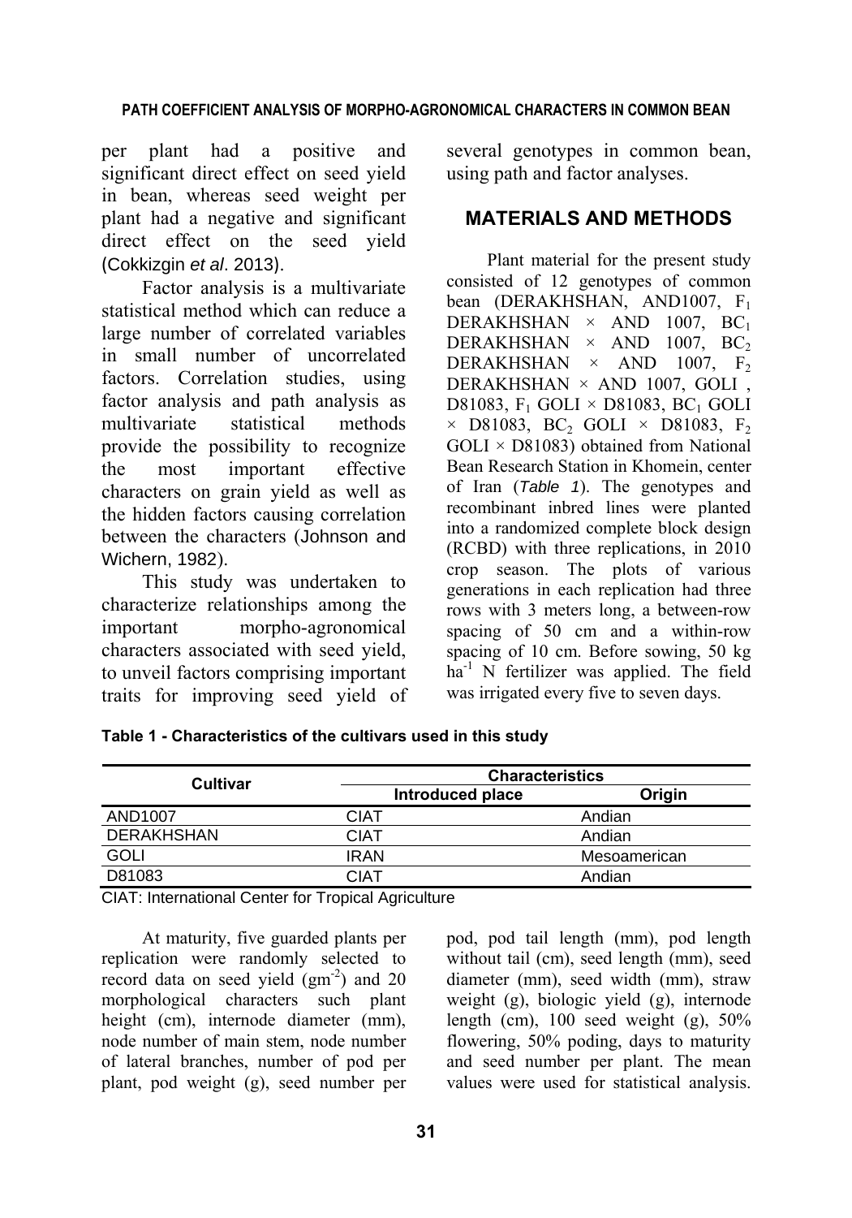per plant had a positive and significant direct effect on seed yield in bean, whereas seed weight per plant had a negative and significant direct effect on the seed yield (Cokkizgin *et al*. 2013).

Factor analysis is a multivariate statistical method which can reduce a large number of correlated variables in small number of uncorrelated factors. Correlation studies, using factor analysis and path analysis as multivariate statistical methods provide the possibility to recognize the most important effective characters on grain yield as well as the hidden factors causing correlation between the characters (Johnson and Wichern, 1982).

This study was undertaken to characterize relationships among the important morpho-agronomical characters associated with seed yield, to unveil factors comprising important traits for improving seed yield of several genotypes in common bean, using path and factor analyses.

## MATERIALS AND METHODS

Plant material for the present study consisted of 12 genotypes of common bean (DERAKHSHAN, AND1007, $F_1$ DERAKHSHAN × AND 1007, $BC_1$ DERAKHSHAN × AND 1007, $BC_2$ DERAKHSHAN × AND 1007, $F_2$ DERAKHSHAN × AND 1007, GOLI , D81083, $F_1$ GOLI × D81083, $BC_1$ GOLI × D81083, $BC_2$ GOLI × D81083, $F_2$ GOLI × D81083) obtained from National Bean Research Station in Khomein, center of Iran (*Table 1*). The genotypes and recombinant inbred lines were planted into a randomized complete block design (RCBD) with three replications, in 2010 crop season. The plots of various generations in each replication had three rows with 3 meters long, a between-row spacing of 50 cm and a within-row spacing of 10 cm. Before sowing, 50 kg $ha^{-1}$ N fertilizer was applied. The field was irrigated every five to seven days.

**Table 1 - Characteristics of the cultivars used in this study**

| Cultivar | Characteristics | |
|---|---|---|
| | Introduced place | Origin |
| AND1007 | CIAT | Andian |
| DERAKHSHAN | CIAT | Andian |
| GOLI | IRAN | Mesoamerican |
| D81083 | CIAT | Andian |

CIAT: International Center for Tropical Agriculture

At maturity, five guarded plants per replication were randomly selected to record data on seed yield ($gm^{-2}$) and 20 morphological characters such plant height (cm), internode diameter (mm), node number of main stem, node number of lateral branches, number of pod per plant, pod weight (g), seed number per pod, pod tail length (mm), pod length without tail (cm), seed length (mm), seed diameter (mm), seed width (mm), straw weight (g), biologic yield (g), internode length (cm), 100 seed weight (g), 50% flowering, 50% poding, days to maturity and seed number per plant. The mean values were used for statistical analysis.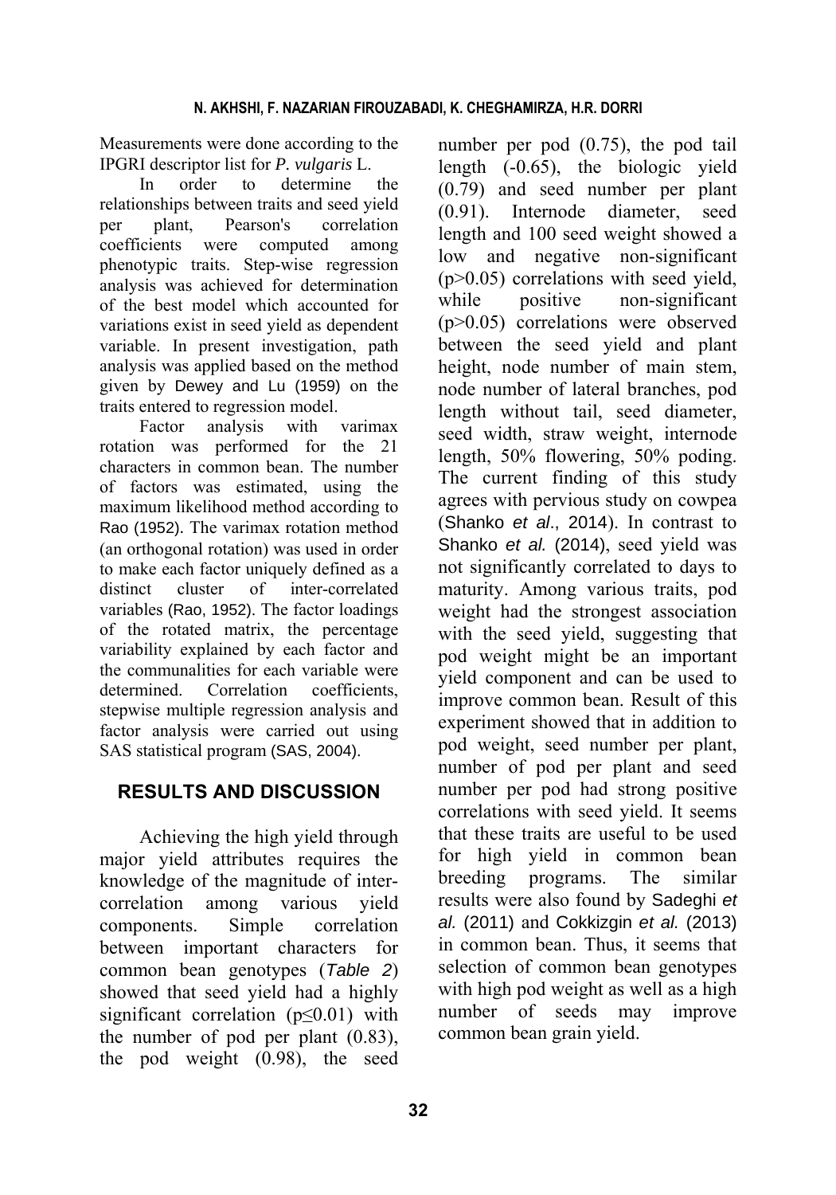Measurements were done according to the IPGRI descriptor list for *P. vulgaris* L.

In order to determine the relationships between traits and seed yield per plant, Pearson's correlation coefficients were computed among phenotypic traits. Step-wise regression analysis was achieved for determination of the best model which accounted for variations exist in seed yield as dependent variable. In present investigation, path analysis was applied based on the method given by Dewey and Lu (1959) on the traits entered to regression model.

Factor analysis with varimax rotation was performed for the 21 characters in common bean. The number of factors was estimated, using the maximum likelihood method according to Rao (1952). The varimax rotation method (an orthogonal rotation) was used in order to make each factor uniquely defined as a distinct cluster of inter-correlated variables (Rao, 1952). The factor loadings of the rotated matrix, the percentage variability explained by each factor and the communalities for each variable were determined. Correlation coefficients, stepwise multiple regression analysis and factor analysis were carried out using SAS statistical program (SAS, 2004).

## RESULTS AND DISCUSSION

Achieving the high yield through major yield attributes requires the knowledge of the magnitude of inter-correlation among various yield components. Simple correlation between important characters for common bean genotypes (*Table 2*) showed that seed yield had a highly significant correlation ($p \leq 0.01$) with the number of pod per plant (0.83), the pod weight (0.98), the seed number per pod (0.75), the pod tail length (-0.65), the biologic yield (0.79) and seed number per plant (0.91). Internode diameter, seed length and 100 seed weight showed a low and negative non-significant ($p > 0.05$) correlations with seed yield, while positive non-significant ($p > 0.05$) correlations were observed between the seed yield and plant height, node number of main stem, node number of lateral branches, pod length without tail, seed diameter, seed width, straw weight, internode length, 50% flowering, 50% poding. The current finding of this study agrees with pervious study on cowpea (Shanko *et al*., 2014). In contrast to Shanko *et al.* (2014), seed yield was not significantly correlated to days to maturity. Among various traits, pod weight had the strongest association with the seed yield, suggesting that pod weight might be an important yield component and can be used to improve common bean. Result of this experiment showed that in addition to pod weight, seed number per plant, number of pod per plant and seed number per pod had strong positive correlations with seed yield. It seems that these traits are useful to be used for high yield in common bean breeding programs. The similar results were also found by Sadeghi *et al.* (2011) and Cokkizgin *et al.* (2013) in common bean. Thus, it seems that selection of common bean genotypes with high pod weight as well as a high number of seeds may improve common bean grain yield.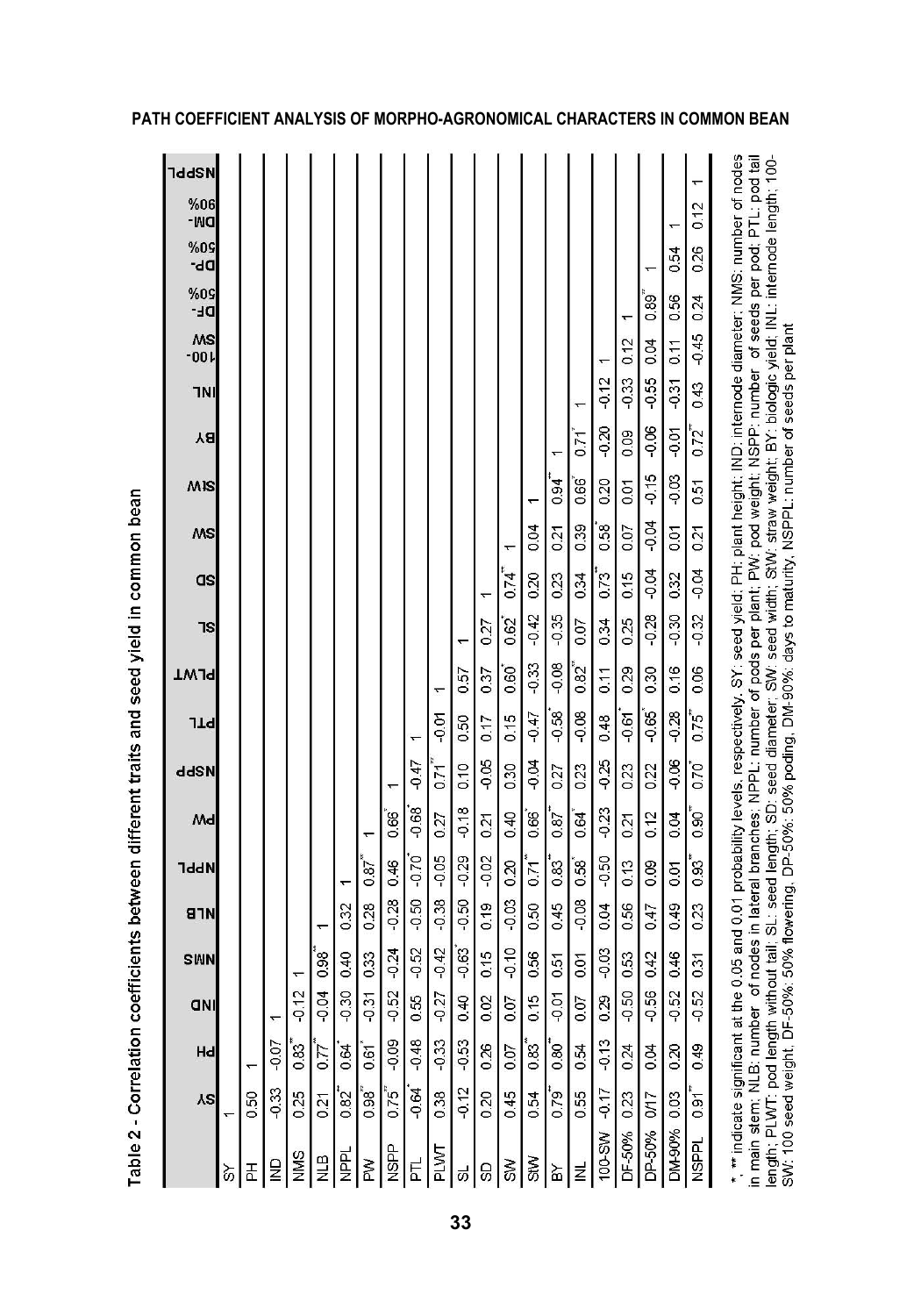Table 2 - Correlation coefficients between different traits and seed yield in common bean

| | SY | PH | IND | NMS | NLB | NPPL | PW | NSPP | PTL | PLWT | SL | SD | SW | StW | BY | INL | 100-SW | DF-50% | DP-50% | DM-90% | NSPPL |
|---|---|---|---|---|---|---|---|---|---|---|---|---|---|---|---|---|---|---|---|---|---|
| SY | 1 | | | | | | | | | | | | | | | | | | | | |
| PH | 0.50 | 1 | | | | | | | | | | | | | | | | | | | |
| IND | -0.33 | -0.07 | 1 | | | | | | | | | | | | | | | | | | |
| NMS | 0.25 | 0.83** | -0.12 | 1 | | | | | | | | | | | | | | | | | |
| NLB | 0.21 | 0.77** | -0.04 | 0.98** | 1 | | | | | | | | | | | | | | | | |
| NPPL | 0.82** | 0.64* | -0.30 | 0.40 | 0.32 | 1 | | | | | | | | | | | | | | | |
| PW | 0.98** | 0.61* | -0.31 | 0.33 | 0.28 | 0.87** | 1 | | | | | | | | | | | | | | |
| NSPP | 0.75** | -0.09 | -0.52 | -0.24 | -0.28 | 0.46 | 0.66* | 1 | | | | | | | | | | | | | |
| PTL | -0.64* | -0.48 | 0.55 | -0.52 | -0.50 | -0.70* | -0.68* | -0.47 | 1 | | | | | | | | | | | | |
| PLWT | 0.38 | -0.33 | -0.27 | -0.42 | -0.38 | -0.05 | 0.27 | 0.71** | -0.01 | 1 | | | | | | | | | | | |
| SL | -0.12 | -0.53 | 0.40 | -0.63* | -0.50 | -0.29 | -0.18 | 0.10 | 0.50 | 0.57 | 1 | | | | | | | | | | |
| SD | 0.20 | 0.26 | 0.02 | 0.15 | 0.19 | -0.02 | 0.21 | -0.05 | 0.17 | 0.37 | 0.27 | 1 | | | | | | | | | |
| SW | 0.45 | 0.07 | 0.07 | -0.10 | -0.03 | 0.20 | 0.40 | 0.30 | 0.15 | 0.60* | 0.62* | 0.74* | 1 | | | | | | | | |
| StW | 0.54 | 0.83** | 0.15 | 0.56 | 0.50 | 0.71* | 0.66* | -0.04 | -0.47 | -0.33 | -0.42 | 0.20 | 0.04 | 1 | | | | | | | |
| BY | 0.79** | 0.80** | -0.01 | 0.51 | 0.45 | 0.83** | 0.87** | 0.27 | -0.58* | -0.08 | -0.35 | 0.23 | 0.21 | 0.94** | 1 | | | | | | |
| INL | 0.55 | 0.54 | 0.07 | 0.01 | -0.08 | 0.58* | 0.64* | 0.23 | -0.08 | 0.82** | 0.07 | 0.34 | 0.39 | 0.66* | 0.71* | 1 | | | | | |
| 100-SW | -0.17 | -0.13 | 0.29 | -0.03 | 0.04 | -0.50 | -0.23 | -0.25 | 0.48 | 0.11 | 0.34 | 0.73** | 0.58* | 0.20 | -0.20 | -0.12 | 1 | | | | |
| DF-50% | 0.23 | 0.24 | -0.50 | 0.53 | 0.56 | 0.13 | 0.21 | 0.23 | -0.61* | 0.29 | 0.25 | 0.15 | 0.07 | 0.01 | 0.09 | -0.33 | 0.12 | 1 | | | |
| DP-50% | 0/17 | 0.04 | -0.56 | 0.42 | 0.47 | 0.09 | 0.12 | 0.22 | -0.65* | 0.30 | -0.28 | -0.04 | -0.04 | -0.15 | -0.06 | -0.55 | 0.04 | 0.89** | 1 | | |
| DM-90% | 0.03 | 0.20 | -0.52 | 0.46 | 0.49 | 0.01 | 0.04 | -0.06 | -0.28 | 0.16 | -0.30 | 0.32 | 0.01 | -0.03 | -0.01 | -0.31 | 0.11 | 0.56 | 0.54 | 1 | |
| NSPPL | 0.91** | 0.49 | -0.52 | 0.31 | 0.23 | 0.93** | 0.90** | 0.70* | 0.75** | 0.06 | -0.32 | -0.04 | 0.21 | 0.51 | 0.72** | 0.43 | -0.45 | 0.24 | 0.26 | 0.12 | 1 |

*, ** indicate significant at the 0.05 and 0.01 probability levels, respectively. SY: seed yield; PH: plant height; IND: internode diameter; NMS: number of nodes in main stem; NLB: number of nodes in lateral branches; NPPL: number of pods per plant; PW: pod weight; NSPP: number of seeds per pod; PTL: pod tail length; PLWT: pod length without tail; SL: seed length; SD: seed diameter; SW: seed width; StW: straw weight; BY: biologic yield; INL: internode length; 100-SW: 100 seed weight. DF-50%: 50% flowering, DP-50%: 50% poding, DM-90%: days to maturity, NSPPL: number of seeds per plant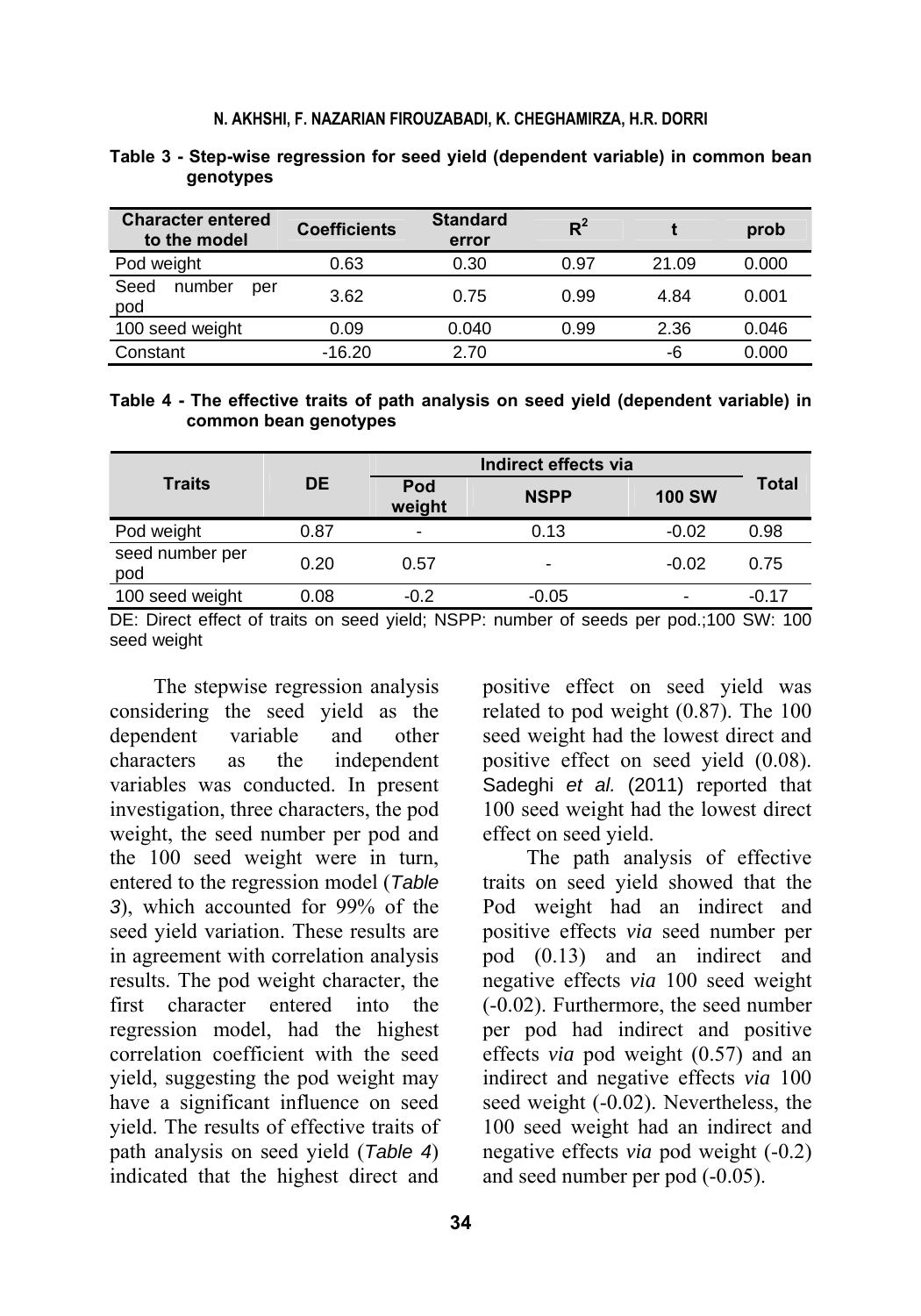**Table 3 - Step-wise regression for seed yield (dependent variable) in common bean genotypes**

| Character entered to the model | Coefficients | Standard error | $R^2$ | t | prob |
|---|---|---|---|---|---|
| Pod weight | 0.63 | 0.30 | 0.97 | 21.09 | 0.000 |
| Seed number per pod | 3.62 | 0.75 | 0.99 | 4.84 | 0.001 |
| 100 seed weight | 0.09 | 0.040 | 0.99 | 2.36 | 0.046 |
| Constant | -16.20 | 2.70 | | -6 | 0.000 |

**Table 4 - The effective traits of path analysis on seed yield (dependent variable) in common bean genotypes**

| Traits | DE | Indirect effects via | | | Total |
|---|---|---|---|---|---|
| | | Pod weight | NSPP | 100 SW | |
| Pod weight | 0.87 | - | 0.13 | -0.02 | 0.98 |
| seed number per pod | 0.20 | 0.57 | - | -0.02 | 0.75 |
| 100 seed weight | 0.08 | -0.2 | -0.05 | - | -0.17 |

DE: Direct effect of traits on seed yield; NSPP: number of seeds per pod.;100 SW: 100 seed weight

The stepwise regression analysis considering the seed yield as the dependent variable and other characters as the independent variables was conducted. In present investigation, three characters, the pod weight, the seed number per pod and the 100 seed weight were in turn, entered to the regression model (*Table 3*), which accounted for 99% of the seed yield variation. These results are in agreement with correlation analysis results. The pod weight character, the first character entered into the regression model, had the highest correlation coefficient with the seed yield, suggesting the pod weight may have a significant influence on seed yield. The results of effective traits of path analysis on seed yield (*Table 4*) indicated that the highest direct and positive effect on seed yield was related to pod weight (0.87). The 100 seed weight had the lowest direct and positive effect on seed yield (0.08). Sadeghi *et al.* (2011) reported that 100 seed weight had the lowest direct effect on seed yield.

The path analysis of effective traits on seed yield showed that the Pod weight had an indirect and positive effects *via* seed number per pod (0.13) and an indirect and negative effects *via* 100 seed weight (-0.02). Furthermore, the seed number per pod had indirect and positive effects *via* pod weight (0.57) and an indirect and negative effects *via* 100 seed weight (-0.02). Nevertheless, the 100 seed weight had an indirect and negative effects *via* pod weight (-0.2) and seed number per pod (-0.05).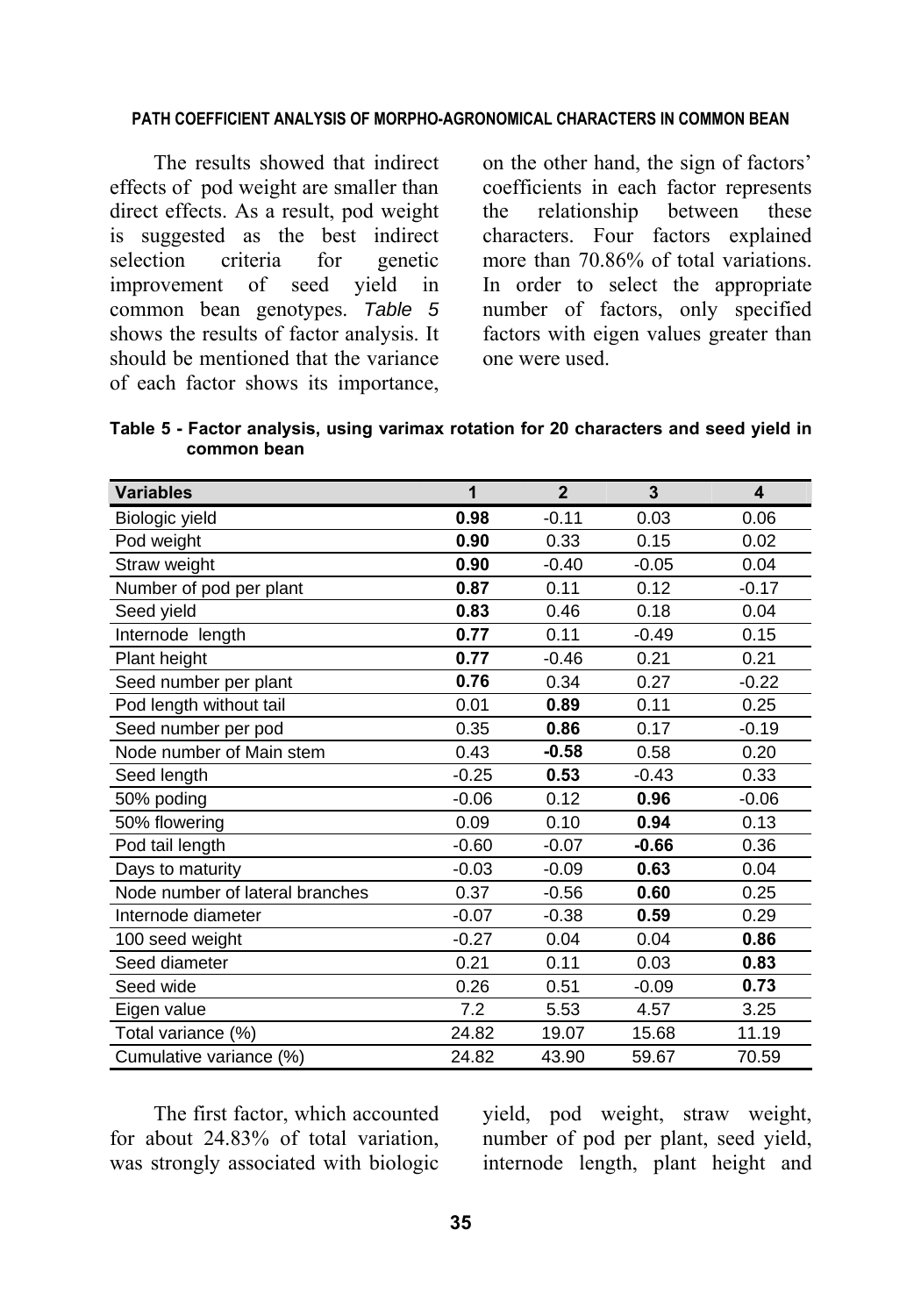The results showed that indirect effects of pod weight are smaller than direct effects. As a result, pod weight is suggested as the best indirect selection criteria for genetic improvement of seed yield in common bean genotypes. *Table 5* shows the results of factor analysis. It should be mentioned that the variance of each factor shows its importance, on the other hand, the sign of factors' coefficients in each factor represents the relationship between these characters. Four factors explained more than 70.86% of total variations. In order to select the appropriate number of factors, only specified factors with eigen values greater than one were used.

**Table 5 - Factor analysis, using varimax rotation for 20 characters and seed yield in common bean**

| Variables | 1 | 2 | 3 | 4 |
|---|---|---|---|---|
| Biologic yield | **0.98** | -0.11 | 0.03 | 0.06 |
| Pod weight | **0.90** | 0.33 | 0.15 | 0.02 |
| Straw weight | **0.90** | -0.40 | -0.05 | 0.04 |
| Number of pod per plant | **0.87** | 0.11 | 0.12 | -0.17 |
| Seed yield | **0.83** | 0.46 | 0.18 | 0.04 |
| Internode length | **0.77** | 0.11 | -0.49 | 0.15 |
| Plant height | **0.77** | -0.46 | 0.21 | 0.21 |
| Seed number per plant | **0.76** | 0.34 | 0.27 | -0.22 |
| Pod length without tail | 0.01 | **0.89** | 0.11 | 0.25 |
| Seed number per pod | 0.35 | **0.86** | 0.17 | -0.19 |
| Node number of Main stem | 0.43 | **-0.58** | 0.58 | 0.20 |
| Seed length | -0.25 | **0.53** | -0.43 | 0.33 |
| 50% poding | -0.06 | 0.12 | **0.96** | -0.06 |
| 50% flowering | 0.09 | 0.10 | **0.94** | 0.13 |
| Pod tail length | -0.60 | -0.07 | **-0.66** | 0.36 |
| Days to maturity | -0.03 | -0.09 | **0.63** | 0.04 |
| Node number of lateral branches | 0.37 | -0.56 | **0.60** | 0.25 |
| Internode diameter | -0.07 | -0.38 | **0.59** | 0.29 |
| 100 seed weight | -0.27 | 0.04 | 0.04 | **0.86** |
| Seed diameter | 0.21 | 0.11 | 0.03 | **0.83** |
| Seed wide | 0.26 | 0.51 | -0.09 | **0.73** |
| Eigen value | 7.2 | 5.53 | 4.57 | 3.25 |
| Total variance (%) | 24.82 | 19.07 | 15.68 | 11.19 |
| Cumulative variance (%) | 24.82 | 43.90 | 59.67 | 70.59 |

The first factor, which accounted for about 24.83% of total variation, was strongly associated with biologic yield, pod weight, straw weight, number of pod per plant, seed yield, internode length, plant height and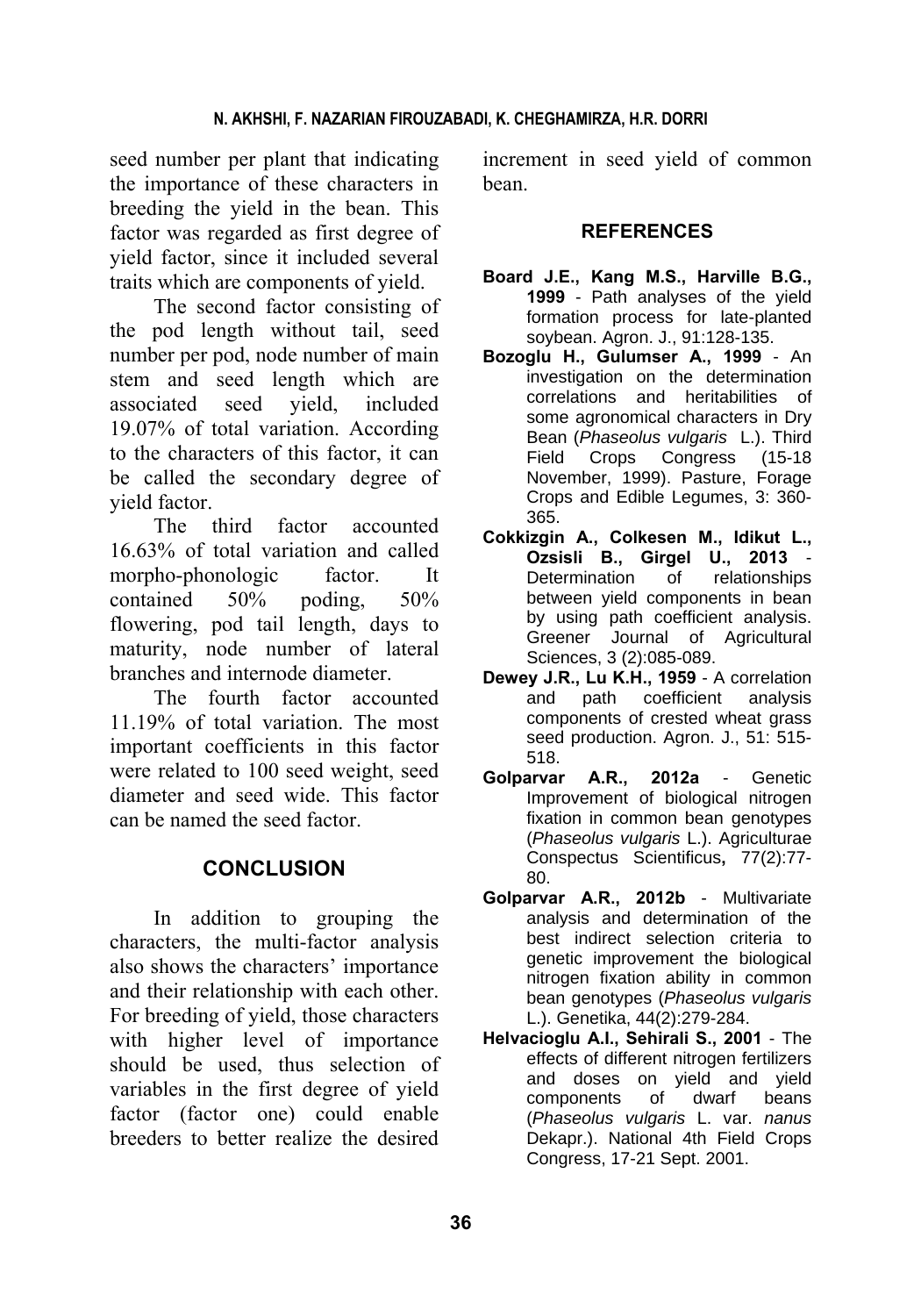seed number per plant that indicating the importance of these characters in breeding the yield in the bean. This factor was regarded as first degree of yield factor, since it included several traits which are components of yield.

The second factor consisting of the pod length without tail, seed number per pod, node number of main stem and seed length which are associated seed yield, included 19.07% of total variation. According to the characters of this factor, it can be called the secondary degree of yield factor.

The third factor accounted 16.63% of total variation and called morpho-phonologic factor. It contained 50% poding, 50% flowering, pod tail length, days to maturity, node number of lateral branches and internode diameter.

The fourth factor accounted 11.19% of total variation. The most important coefficients in this factor were related to 100 seed weight, seed diameter and seed wide. This factor can be named the seed factor.

## CONCLUSION

In addition to grouping the characters, the multi-factor analysis also shows the characters' importance and their relationship with each other. For breeding of yield, those characters with higher level of importance should be used, thus selection of variables in the first degree of yield factor (factor one) could enable breeders to better realize the desired increment in seed yield of common bean.

## REFERENCES

**Board J.E., Kang M.S., Harville B.G., 1999** - Path analyses of the yield formation process for late-planted soybean. Agron. J., 91:128-135.

**Bozoglu H., Gulumser A., 1999** - An investigation on the determination correlations and heritabilities of some agronomical characters in Dry Bean (*Phaseolus vulgaris* L.). Third Field Crops Congress (15-18 November, 1999). Pasture, Forage Crops and Edible Legumes, 3: 360-365.

**Cokkizgin A., Colkesen M., Idikut L., Ozsisli B., Girgel U., 2013** - Determination of relationships between yield components in bean by using path coefficient analysis. Greener Journal of Agricultural Sciences, 3 (2):085-089.

**Dewey J.R., Lu K.H., 1959** - A correlation and path coefficient analysis components of crested wheat grass seed production. Agron. J., 51: 515-518.

**Golparvar A.R., 2012a** - Genetic Improvement of biological nitrogen fixation in common bean genotypes (*Phaseolus vulgaris* L.). Agriculturae Conspectus Scientificus, 77(2):77-80.

**Golparvar A.R., 2012b** - Multivariate analysis and determination of the best indirect selection criteria to genetic improvement the biological nitrogen fixation ability in common bean genotypes (*Phaseolus vulgaris* L.). Genetika, 44(2):279-284.

**Helvacioglu A.I., Sehirali S., 2001** - The effects of different nitrogen fertilizers and doses on yield and yield components of dwarf beans (*Phaseolus vulgaris* L. var. *nanus* Dekapr.). National 4th Field Crops Congress, 17-21 Sept. 2001.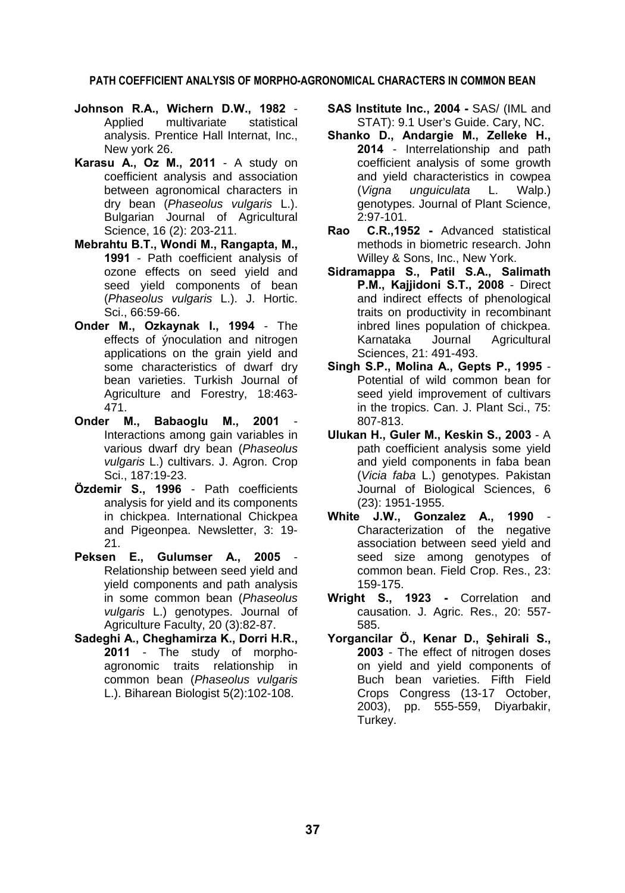**Johnson R.A., Wichern D.W., 1982** - Applied multivariate statistical analysis. Prentice Hall Internat, Inc., New york 26.

**Karasu A., Oz M., 2011** - A study on coefficient analysis and association between agronomical characters in dry bean (*Phaseolus vulgaris* L.). Bulgarian Journal of Agricultural Science, 16 (2): 203-211.

**Mebrahtu B.T., Wondi M., Rangapta, M., 1991** - Path coefficient analysis of ozone effects on seed yield and seed yield components of bean (*Phaseolus vulgaris* L.). J. Hortic. Sci., 66:59-66.

**Onder M., Ozkaynak I., 1994** - The effects of ýnoculation and nitrogen applications on the grain yield and some characteristics of dwarf dry bean varieties. Turkish Journal of Agriculture and Forestry, 18:463-471.

**Onder M., Babaoglu M., 2001** - Interactions among gain variables in various dwarf dry bean (*Phaseolus vulgaris* L.) cultivars. J. Agron. Crop Sci., 187:19-23.

**Özdemir S., 1996** - Path coefficients analysis for yield and its components in chickpea. International Chickpea and Pigeonpea. Newsletter, 3: 19-21.

**Peksen E., Gulumser A., 2005** - Relationship between seed yield and yield components and path analysis in some common bean (*Phaseolus vulgaris* L.) genotypes. Journal of Agriculture Faculty, 20 (3):82-87.

**Sadeghi A., Cheghamirza K., Dorri H.R., 2011** - The study of morpho-agronomic traits relationship in common bean (*Phaseolus vulgaris* L.). Biharean Biologist 5(2):102-108.

**SAS Institute Inc., 2004 -** SAS/ (IML and STAT): 9.1 User's Guide. Cary, NC.

**Shanko D., Andargie M., Zelleke H., 2014** - Interrelationship and path coefficient analysis of some growth and yield characteristics in cowpea (*Vigna unguiculata* L. Walp.) genotypes. Journal of Plant Science, 2:97-101.

**Rao C.R.,1952 -** Advanced statistical methods in biometric research. John Willey & Sons, Inc., New York.

**Sidramappa S., Patil S.A., Salimath P.M., Kajjidoni S.T., 2008** - Direct and indirect effects of phenological traits on productivity in recombinant inbred lines population of chickpea. Karnataka Journal Agricultural Sciences, 21: 491-493.

**Singh S.P., Molina A., Gepts P., 1995** - Potential of wild common bean for seed yield improvement of cultivars in the tropics. Can. J. Plant Sci., 75: 807-813.

**Ulukan H., Guler M., Keskin S., 2003** - A path coefficient analysis some yield and yield components in faba bean (*Vicia faba* L.) genotypes. Pakistan Journal of Biological Sciences, 6 (23): 1951-1955.

**White J.W., Gonzalez A., 1990** - Characterization of the negative association between seed yield and seed size among genotypes of common bean. Field Crop. Res., 23: 159-175.

**Wright S., 1923 -** Correlation and causation. J. Agric. Res., 20: 557-585.

**Yorgancilar Ö., Kenar D., Şehirali S., 2003** - The effect of nitrogen doses on yield and yield components of Buch bean varieties. Fifth Field Crops Congress (13-17 October, 2003), pp. 555-559, Diyarbakir, Turkey.